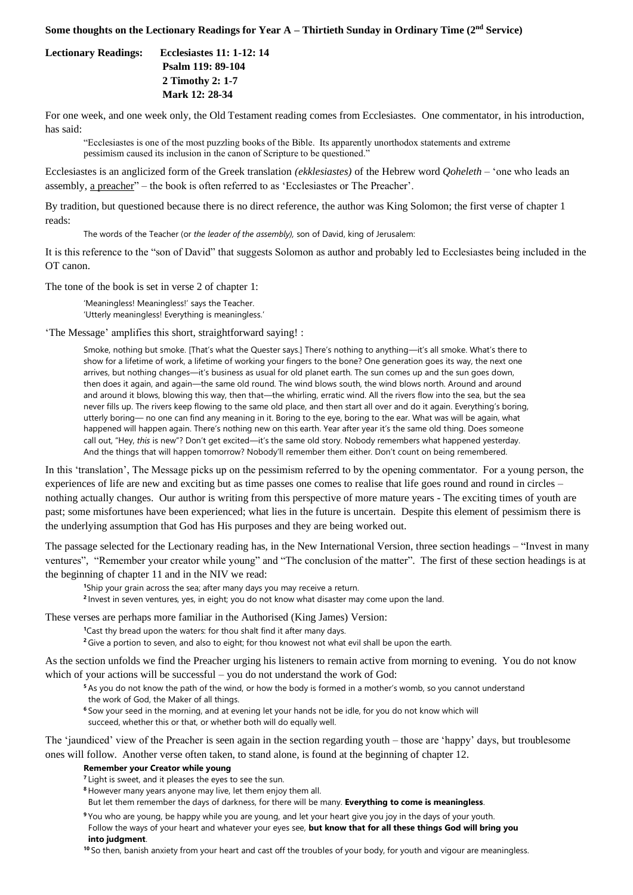**Some thoughts on the Lectionary Readings for Year A – Thirtieth Sunday in Ordinary Time (2nd Service)**

**Lectionary Readings:** **Ecclesiastes 11: 1-12: 14**
**Psalm 119: 89-104**
**2 Timothy 2: 1-7**
**Mark 12: 28-34**

For one week, and one week only, the Old Testament reading comes from Ecclesiastes. One commentator, in his introduction, has said:

> "Ecclesiastes is one of the most puzzling books of the Bible. Its apparently unorthodox statements and extreme pessimism caused its inclusion in the canon of Scripture to be questioned."

Ecclesiastes is an anglicized form of the Greek translation *(ekklesiastes)* of the Hebrew word *Qoheleth* – 'one who leads an assembly, a preacher" – the book is often referred to as 'Ecclesiastes or The Preacher'.

By tradition, but questioned because there is no direct reference, the author was King Solomon; the first verse of chapter 1 reads:

> The words of the Teacher (or *the leader of the assembly),* son of David, king of Jerusalem:

It is this reference to the "son of David" that suggests Solomon as author and probably led to Ecclesiastes being included in the OT canon.

The tone of the book is set in verse 2 of chapter 1:

> 'Meaningless! Meaningless!' says the Teacher.
> 'Utterly meaningless! Everything is meaningless.'

'The Message' amplifies this short, straightforward saying! :

> Smoke, nothing but smoke. [That's what the Quester says.] There's nothing to anything—it's all smoke. What's there to show for a lifetime of work, a lifetime of working your fingers to the bone? One generation goes its way, the next one arrives, but nothing changes—it's business as usual for old planet earth. The sun comes up and the sun goes down, then does it again, and again—the same old round. The wind blows south, the wind blows north. Around and around and around it blows, blowing this way, then that—the whirling, erratic wind. All the rivers flow into the sea, but the sea never fills up. The rivers keep flowing to the same old place, and then start all over and do it again. Everything's boring, utterly boring— no one can find any meaning in it. Boring to the eye, boring to the ear. What was will be again, what happened will happen again. There's nothing new on this earth. Year after year it's the same old thing. Does someone call out, "Hey, *this* is new"? Don't get excited—it's the same old story. Nobody remembers what happened yesterday. And the things that will happen tomorrow? Nobody'll remember them either. Don't count on being remembered.

In this 'translation', The Message picks up on the pessimism referred to by the opening commentator. For a young person, the experiences of life are new and exciting but as time passes one comes to realise that life goes round and round in circles – nothing actually changes. Our author is writing from this perspective of more mature years - The exciting times of youth are past; some misfortunes have been experienced; what lies in the future is uncertain. Despite this element of pessimism there is the underlying assumption that God has His purposes and they are being worked out.

The passage selected for the Lectionary reading has, in the New International Version, three section headings – "Invest in many ventures", "Remember your creator while young" and "The conclusion of the matter". The first of these section headings is at the beginning of chapter 11 and in the NIV we read:

> [1]Ship your grain across the sea; after many days you may receive a return.
> [2] Invest in seven ventures, yes, in eight; you do not know what disaster may come upon the land.

These verses are perhaps more familiar in the Authorised (King James) Version:

> [1]Cast thy bread upon the waters: for thou shalt find it after many days.
> [2] Give a portion to seven, and also to eight; for thou knowest not what evil shall be upon the earth.

As the section unfolds we find the Preacher urging his listeners to remain active from morning to evening. You do not know which of your actions will be successful – you do not understand the work of God:

> [5] As you do not know the path of the wind, or how the body is formed in a mother's womb, so you cannot understand the work of God, the Maker of all things.
> [6] Sow your seed in the morning, and at evening let your hands not be idle, for you do not know which will succeed, whether this or that, or whether both will do equally well.

The 'jaundiced' view of the Preacher is seen again in the section regarding youth – those are 'happy' days, but troublesome ones will follow. Another verse often taken, to stand alone, is found at the beginning of chapter 12.

> **Remember your Creator while young**
> [7] Light is sweet, and it pleases the eyes to see the sun.
> [8] However many years anyone may live, let them enjoy them all.
> But let them remember the days of darkness, for there will be many. **Everything to come is meaningless**.
> [9] You who are young, be happy while you are young, and let your heart give you joy in the days of your youth. Follow the ways of your heart and whatever your eyes see, **but know that for all these things God will bring you into judgment**.
> [10] So then, banish anxiety from your heart and cast off the troubles of your body, for youth and vigour are meaningless.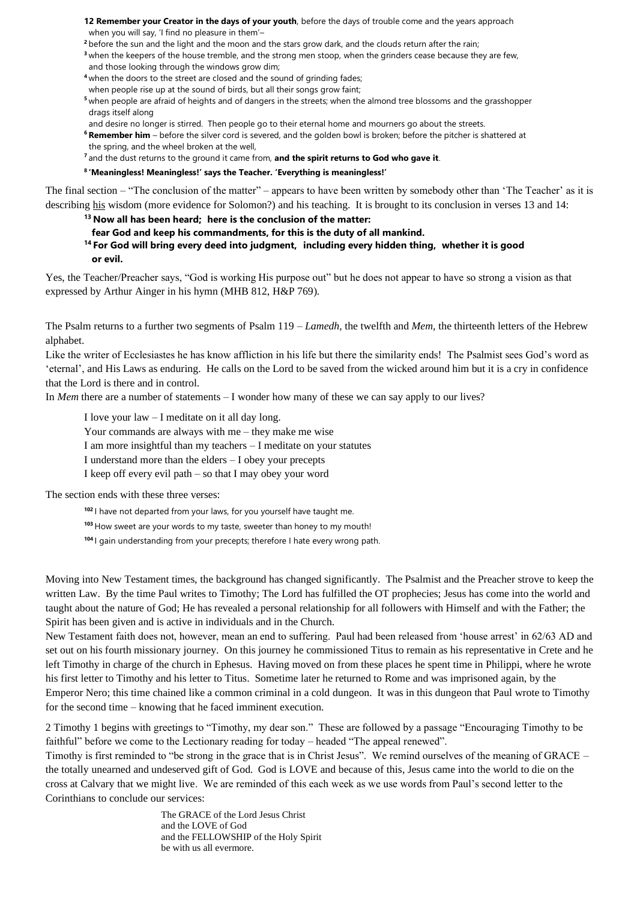**12 Remember your Creator in the days of your youth**, before the days of trouble come and the years approach when you will say, 'I find no pleasure in them'–

[2] before the sun and the light and the moon and the stars grow dark, and the clouds return after the rain;

[3] when the keepers of the house tremble, and the strong men stoop, when the grinders cease because they are few, and those looking through the windows grow dim;

[4] when the doors to the street are closed and the sound of grinding fades; when people rise up at the sound of birds, but all their songs grow faint;

[5] when people are afraid of heights and of dangers in the streets; when the almond tree blossoms and the grasshopper drags itself along and desire no longer is stirred. Then people go to their eternal home and mourners go about the streets.

[6] **Remember him** – before the silver cord is severed, and the golden bowl is broken; before the pitcher is shattered at the spring, and the wheel broken at the well,

[7] and the dust returns to the ground it came from, **and the spirit returns to God who gave it**.

[8] **'Meaningless! Meaningless!' says the Teacher. 'Everything is meaningless!'**

The final section – "The conclusion of the matter" – appears to have been written by somebody other than 'The Teacher' as it is describing his wisdom (more evidence for Solomon?) and his teaching. It is brought to its conclusion in verses 13 and 14:

> [13] **Now all has been heard; here is the conclusion of the matter: fear God and keep his commandments, for this is the duty of all mankind.**
>
> [14] **For God will bring every deed into judgment, including every hidden thing, whether it is good or evil.**

Yes, the Teacher/Preacher says, "God is working His purpose out" but he does not appear to have so strong a vision as that expressed by Arthur Ainger in his hymn (MHB 812, H&P 769).

The Psalm returns to a further two segments of Psalm 119 – *Lamedh,* the twelfth and *Mem,* the thirteenth letters of the Hebrew alphabet.

Like the writer of Ecclesiastes he has know affliction in his life but there the similarity ends! The Psalmist sees God's word as 'eternal', and His Laws as enduring. He calls on the Lord to be saved from the wicked around him but it is a cry in confidence that the Lord is there and in control.

In *Mem* there are a number of statements – I wonder how many of these we can say apply to our lives?

> I love your law – I meditate on it all day long.
> Your commands are always with me – they make me wise
> I am more insightful than my teachers – I meditate on your statutes
> I understand more than the elders – I obey your precepts
> I keep off every evil path – so that I may obey your word

The section ends with these three verses:

> [102] I have not departed from your laws, for you yourself have taught me.
>
> [103] How sweet are your words to my taste, sweeter than honey to my mouth!
>
> [104] I gain understanding from your precepts; therefore I hate every wrong path.

Moving into New Testament times, the background has changed significantly. The Psalmist and the Preacher strove to keep the written Law. By the time Paul writes to Timothy; The Lord has fulfilled the OT prophecies; Jesus has come into the world and taught about the nature of God; He has revealed a personal relationship for all followers with Himself and with the Father; the Spirit has been given and is active in individuals and in the Church.

New Testament faith does not, however, mean an end to suffering. Paul had been released from 'house arrest' in 62/63 AD and set out on his fourth missionary journey. On this journey he commissioned Titus to remain as his representative in Crete and he left Timothy in charge of the church in Ephesus. Having moved on from these places he spent time in Philippi, where he wrote his first letter to Timothy and his letter to Titus. Sometime later he returned to Rome and was imprisoned again, by the Emperor Nero; this time chained like a common criminal in a cold dungeon. It was in this dungeon that Paul wrote to Timothy for the second time – knowing that he faced imminent execution.

2 Timothy 1 begins with greetings to "Timothy, my dear son." These are followed by a passage "Encouraging Timothy to be faithful" before we come to the Lectionary reading for today – headed "The appeal renewed".

Timothy is first reminded to "be strong in the grace that is in Christ Jesus". We remind ourselves of the meaning of GRACE – the totally unearned and undeserved gift of God. God is LOVE and because of this, Jesus came into the world to die on the cross at Calvary that we might live. We are reminded of this each week as we use words from Paul's second letter to the Corinthians to conclude our services:

> The GRACE of the Lord Jesus Christ
> and the LOVE of God
> and the FELLOWSHIP of the Holy Spirit
> be with us all evermore.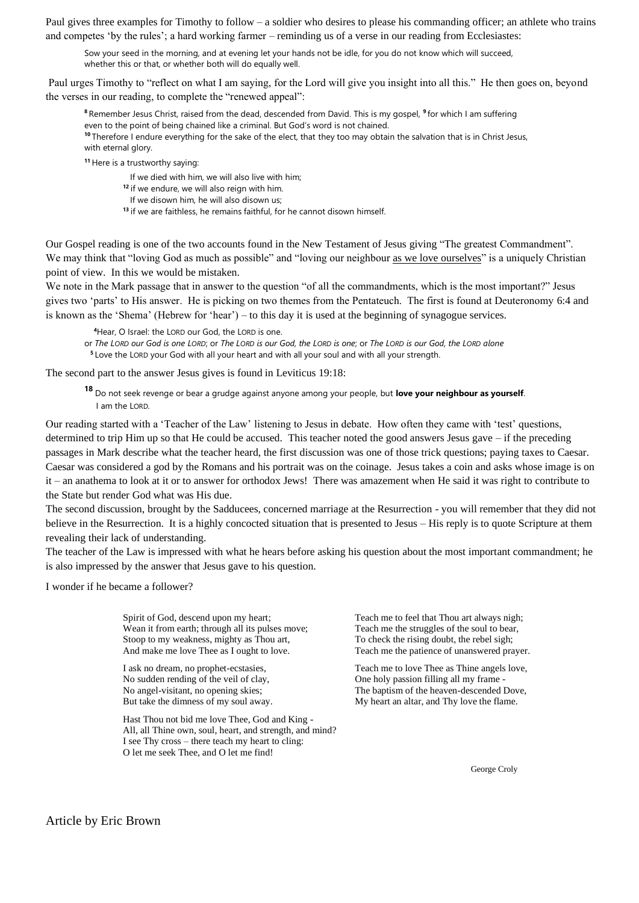Paul gives three examples for Timothy to follow – a soldier who desires to please his commanding officer; an athlete who trains and competes 'by the rules'; a hard working farmer – reminding us of a verse in our reading from Ecclesiastes:

> Sow your seed in the morning, and at evening let your hands not be idle, for you do not know which will succeed, whether this or that, or whether both will do equally well.

Paul urges Timothy to "reflect on what I am saying, for the Lord will give you insight into all this." He then goes on, beyond the verses in our reading, to complete the "renewed appeal":

> 8 Remember Jesus Christ, raised from the dead, descended from David. This is my gospel, 9 for which I am suffering even to the point of being chained like a criminal. But God's word is not chained.
> 10 Therefore I endure everything for the sake of the elect, that they too may obtain the salvation that is in Christ Jesus, with eternal glory.
>
> 11 Here is a trustworthy saying:
>
> If we died with him, we will also live with him;
> 12 if we endure, we will also reign with him.
> If we disown him, he will also disown us;
> 13 if we are faithless, he remains faithful, for he cannot disown himself.

Our Gospel reading is one of the two accounts found in the New Testament of Jesus giving "The greatest Commandment". We may think that "loving God as much as possible" and "loving our neighbour as we love ourselves" is a uniquely Christian point of view. In this we would be mistaken.

We note in the Mark passage that in answer to the question "of all the commandments, which is the most important?" Jesus gives two 'parts' to His answer. He is picking on two themes from the Pentateuch. The first is found at Deuteronomy 6:4 and is known as the 'Shema' (Hebrew for 'hear') – to this day it is used at the beginning of synagogue services.

> 4 Hear, O Israel: the LORD our God, the LORD is one.
> or *The LORD our God is one LORD*; or *The LORD is our God, the LORD is one*; or *The LORD is our God, the LORD alone*
> 5 Love the LORD your God with all your heart and with all your soul and with all your strength.

The second part to the answer Jesus gives is found in Leviticus 19:18:

> 18 Do not seek revenge or bear a grudge against anyone among your people, but **love your neighbour as yourself**. I am the LORD.

Our reading started with a 'Teacher of the Law' listening to Jesus in debate. How often they came with 'test' questions, determined to trip Him up so that He could be accused. This teacher noted the good answers Jesus gave – if the preceding passages in Mark describe what the teacher heard, the first discussion was one of those trick questions; paying taxes to Caesar. Caesar was considered a god by the Romans and his portrait was on the coinage. Jesus takes a coin and asks whose image is on it – an anathema to look at it or to answer for orthodox Jews! There was amazement when He said it was right to contribute to the State but render God what was His due.

The second discussion, brought by the Sadducees, concerned marriage at the Resurrection - you will remember that they did not believe in the Resurrection. It is a highly concocted situation that is presented to Jesus – His reply is to quote Scripture at them revealing their lack of understanding.

The teacher of the Law is impressed with what he hears before asking his question about the most important commandment; he is also impressed by the answer that Jesus gave to his question.

I wonder if he became a follower?

Spirit of God, descend upon my heart;
Wean it from earth; through all its pulses move;
Stoop to my weakness, mighty as Thou art,
And make me love Thee as I ought to love.

I ask no dream, no prophet-ecstasies,
No sudden rending of the veil of clay,
No angel-visitant, no opening skies;
But take the dimness of my soul away.

Hast Thou not bid me love Thee, God and King -
All, all Thine own, soul, heart, and strength, and mind?
I see Thy cross – there teach my heart to cling:
O let me seek Thee, and O let me find!

Teach me to feel that Thou art always nigh;
Teach me the struggles of the soul to bear,
To check the rising doubt, the rebel sigh;
Teach me the patience of unanswered prayer.

Teach me to love Thee as Thine angels love,
One holy passion filling all my frame -
The baptism of the heaven-descended Dove,
My heart an altar, and Thy love the flame.

George Croly

Article by Eric Brown